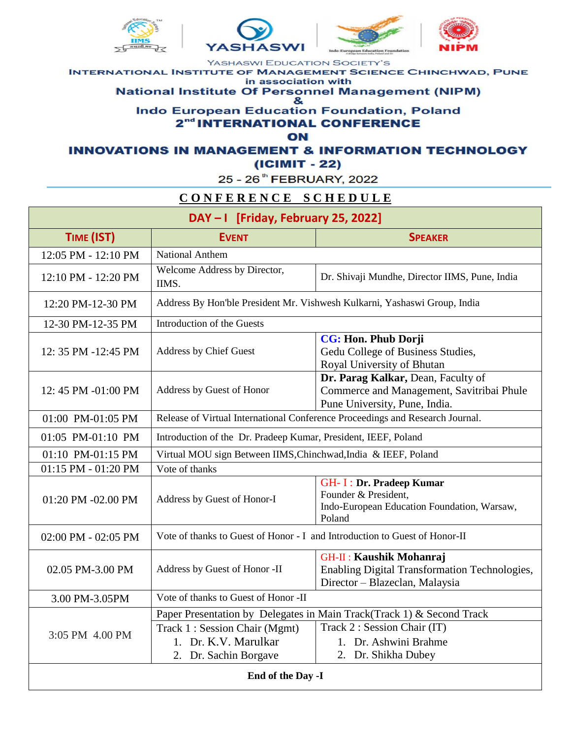YASHASWI

Yashaswi Education Society's

INTERNATIONAL INSTITUTE OF MANAGEMENT SCIENCE CHINCHWAD, PUNE

in association with

National Institute Of Personnel Management (NIPM)

&

Indo European Education Foundation, Poland

# 2nd INTERNATIONAL CONFERENCE ON INNOVATIONS IN MANAGEMENT & INFORMATION TECHNOLOGY (ICIMIT - 22)

25 - 26th FEBRUARY, 2022

## CONFERENCE SCHEDULE

**DAY – I [Friday, February 25, 2022]**

| TIME (IST) | EVENT | SPEAKER |
|---|---|---|
| 12:05 PM - 12:10 PM | National Anthem | |
| 12:10 PM - 12:20 PM | Welcome Address by Director, IIMS. | Dr. Shivaji Mundhe, Director IIMS, Pune, India |
| 12:20 PM-12-30 PM | Address By Hon'ble President Mr. Vishwesh Kulkarni, Yashaswi Group, India | |
| 12-30 PM-12-35 PM | Introduction of the Guests | |
| 12: 35 PM -12:45 PM | Address by Chief Guest | CG: **Hon. Phub Dorji** Gedu College of Business Studies, Royal University of Bhutan |
| 12: 45 PM -01:00 PM | Address by Guest of Honor | **Dr. Parag Kalkar,** Dean, Faculty of Commerce and Management, Savitribai Phule Pune University, Pune, India. |
| 01:00 PM-01:05 PM | Release of Virtual International Conference Proceedings and Research Journal. | |
| 01:05 PM-01:10 PM | Introduction of the Dr. Pradeep Kumar, President, IEEF, Poland | |
| 01:10 PM-01:15 PM | Virtual MOU sign Between IIMS,Chinchwad,India & IEEF, Poland | |
| 01:15 PM - 01:20 PM | Vote of thanks | |
| 01:20 PM -02.00 PM | Address by Guest of Honor-I | GH- I : **Dr. Pradeep Kumar** Founder & President, Indo-European Education Foundation, Warsaw, Poland |
| 02:00 PM - 02:05 PM | Vote of thanks to Guest of Honor - I and Introduction to Guest of Honor-II | |
| 02.05 PM-3.00 PM | Address by Guest of Honor -II | GH-II : **Kaushik Mohanraj** Enabling Digital Transformation Technologies, Director – Blazeclan, Malaysia |
| 3.00 PM-3.05PM | Vote of thanks to Guest of Honor -II | |
| 3:05 PM 4.00 PM | Paper Presentation by Delegates in Main Track(Track 1) & Second Track | |
| | Track 1 : Session Chair (Mgmt) 1. Dr. K.V. Marulkar 2. Dr. Sachin Borgave | Track 2 : Session Chair (IT) 1. Dr. Ashwini Brahme 2. Dr. Shikha Dubey |

**End of the Day -I**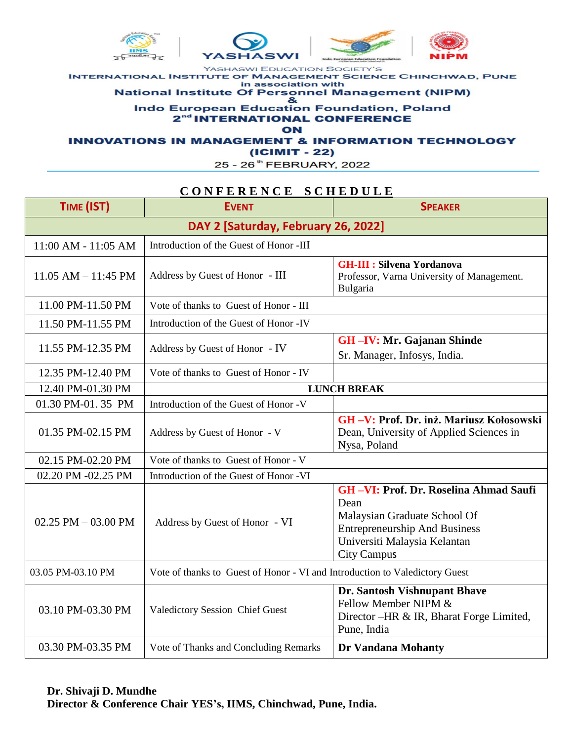YASHASWI

YASHASWI EDUCATION SOCIETY'S

INTERNATIONAL INSTITUTE OF MANAGEMENT SCIENCE CHINCHWAD, PUNE

in association with

National Institute Of Personnel Management (NIPM)

&

Indo European Education Foundation, Poland

2[nd] INTERNATIONAL CONFERENCE

ON

INNOVATIONS IN MANAGEMENT & INFORMATION TECHNOLOGY

(ICIMIT - 22)

25 - 26[th] FEBRUARY, 2022

## CONFERENCE SCHEDULE

| TIME (IST) | EVENT | SPEAKER |
|---|---|---|
| **DAY 2 [Saturday, February 26, 2022]** | | |
| 11:00 AM - 11:05 AM | Introduction of the Guest of Honor -III | |
| 11.05 AM – 11:45 PM | Address by Guest of Honor - III | **GH-III : Silvena Yordanova** Professor, Varna University of Management. Bulgaria |
| 11.00 PM-11.50 PM | Vote of thanks to Guest of Honor - III | |
| 11.50 PM-11.55 PM | Introduction of the Guest of Honor -IV | |
| 11.55 PM-12.35 PM | Address by Guest of Honor - IV | **GH –IV: Mr. Gajanan Shinde** Sr. Manager, Infosys, India. |
| 12.35 PM-12.40 PM | Vote of thanks to Guest of Honor - IV | |
| 12.40 PM-01.30 PM | **LUNCH BREAK** | |
| 01.30 PM-01. 35 PM | Introduction of the Guest of Honor -V | |
| 01.35 PM-02.15 PM | Address by Guest of Honor - V | **GH –V: Prof. Dr. inż. Mariusz Kołosowski** Dean, University of Applied Sciences in Nysa, Poland |
| 02.15 PM-02.20 PM | Vote of thanks to Guest of Honor - V | |
| 02.20 PM -02.25 PM | Introduction of the Guest of Honor -VI | |
| 02.25 PM – 03.00 PM | Address by Guest of Honor - VI | **GH –VI: Prof. Dr. Roselina Ahmad Saufi** Dean Malaysian Graduate School Of Entrepreneurship And Business Universiti Malaysia Kelantan City Campus |
| 03.05 PM-03.10 PM | Vote of thanks to Guest of Honor - VI and Introduction to Valedictory Guest | |
| 03.10 PM-03.30 PM | Valedictory Session Chief Guest | **Dr. Santosh Vishnupant Bhave** Fellow Member NIPM & Director –HR & IR, Bharat Forge Limited, Pune, India |
| 03.30 PM-03.35 PM | Vote of Thanks and Concluding Remarks | **Dr Vandana Mohanty** |

**Dr. Shivaji D. Mundhe**
**Director & Conference Chair YES's, IIMS, Chinchwad, Pune, India.**